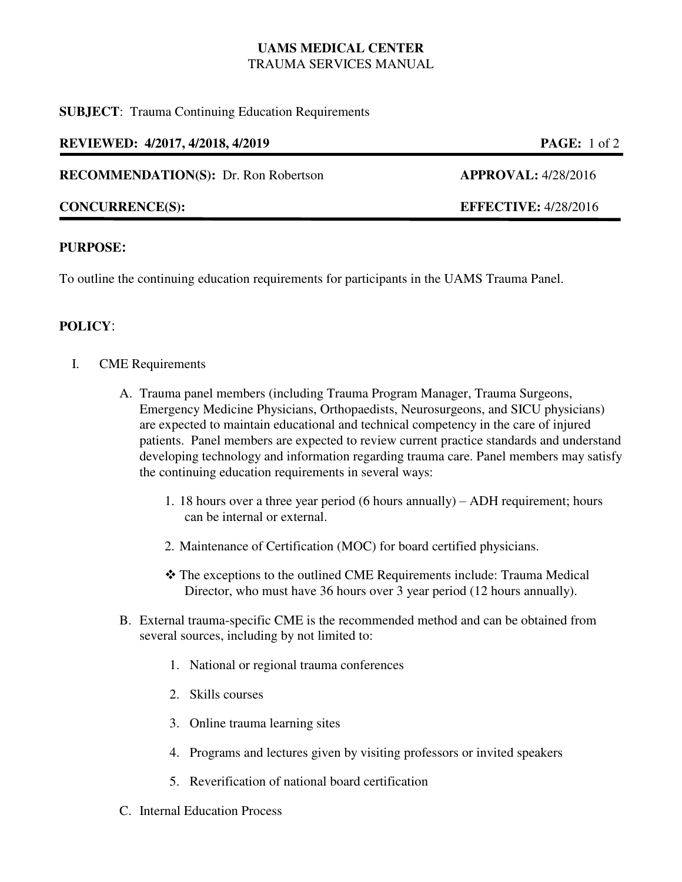**UAMS MEDICAL CENTER**
TRAUMA SERVICES MANUAL

**SUBJECT**: Trauma Continuing Education Requirements

**REVIEWED: 4/2017, 4/2018, 4/2019**

**RECOMMENDATION(S):** Dr. Ron Robertson — **APPROVAL:** 4/28/2016

**CONCURRENCE(S):** — **EFFECTIVE:** 4/28/2016

## PURPOSE:

To outline the continuing education requirements for participants in the UAMS Trauma Panel.

## POLICY:

I. CME Requirements

   A. Trauma panel members (including Trauma Program Manager, Trauma Surgeons, Emergency Medicine Physicians, Orthopaedists, Neurosurgeons, and SICU physicians) are expected to maintain educational and technical competency in the care of injured patients. Panel members are expected to review current practice standards and understand developing technology and information regarding trauma care. Panel members may satisfy the continuing education requirements in several ways:

      1. 18 hours over a three year period (6 hours annually) – ADH requirement; hours can be internal or external.

      2. Maintenance of Certification (MOC) for board certified physicians.

      - ❖ The exceptions to the outlined CME Requirements include: Trauma Medical Director, who must have 36 hours over 3 year period (12 hours annually).

   B. External trauma-specific CME is the recommended method and can be obtained from several sources, including by not limited to:

      1. National or regional trauma conferences
      2. Skills courses
      3. Online trauma learning sites
      4. Programs and lectures given by visiting professors or invited speakers
      5. Reverification of national board certification

   C. Internal Education Process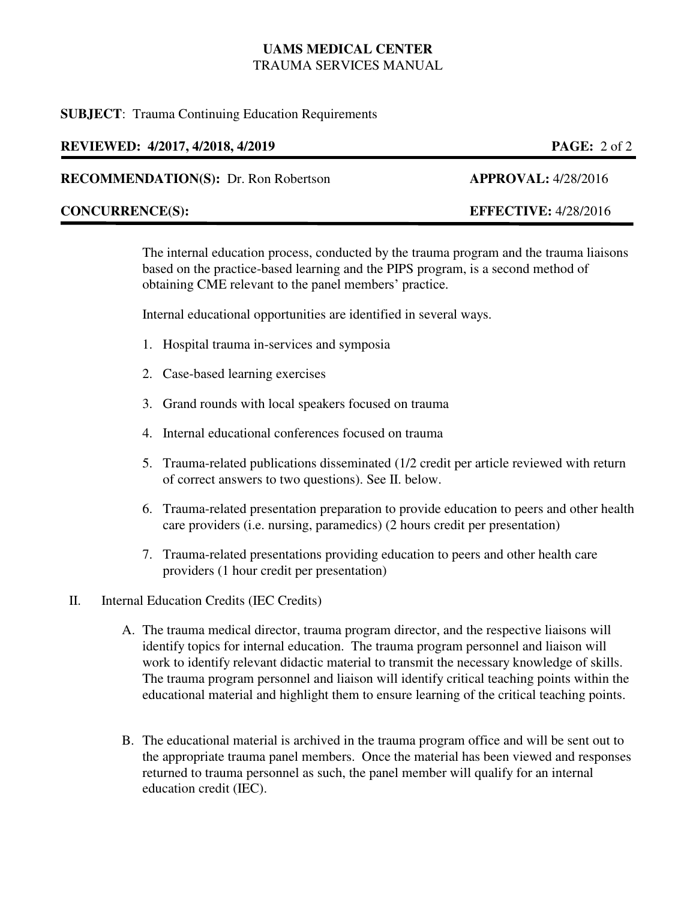The internal education process, conducted by the trauma program and the trauma liaisons based on the practice-based learning and the PIPS program, is a second method of obtaining CME relevant to the panel members' practice.

Internal educational opportunities are identified in several ways.

1. Hospital trauma in-services and symposia
2. Case-based learning exercises
3. Grand rounds with local speakers focused on trauma
4. Internal educational conferences focused on trauma
5. Trauma-related publications disseminated (1/2 credit per article reviewed with return of correct answers to two questions). See II. below.
6. Trauma-related presentation preparation to provide education to peers and other health care providers (i.e. nursing, paramedics) (2 hours credit per presentation)
7. Trauma-related presentations providing education to peers and other health care providers (1 hour credit per presentation)

II. Internal Education Credits (IEC Credits)

A. The trauma medical director, trauma program director, and the respective liaisons will identify topics for internal education. The trauma program personnel and liaison will work to identify relevant didactic material to transmit the necessary knowledge of skills. The trauma program personnel and liaison will identify critical teaching points within the educational material and highlight them to ensure learning of the critical teaching points.

B. The educational material is archived in the trauma program office and will be sent out to the appropriate trauma panel members. Once the material has been viewed and responses returned to trauma personnel as such, the panel member will qualify for an internal education credit (IEC).